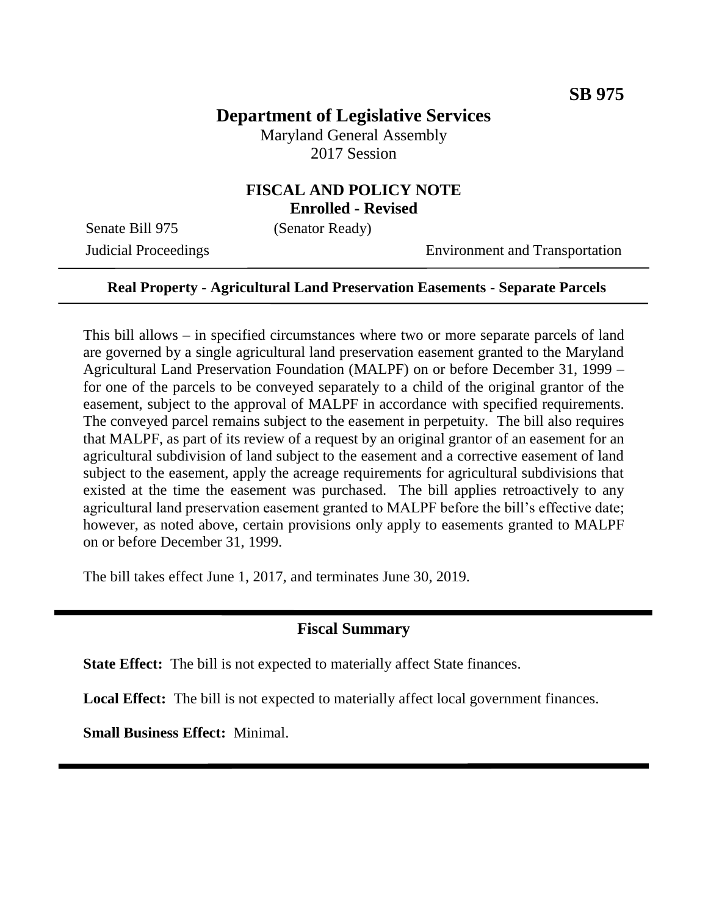**SB 975**

# Department of Legislative Services

Maryland General Assembly
2017 Session

## FISCAL AND POLICY NOTE
**Enrolled - Revised**

Senate Bill 975 (Senator Ready)
Judicial Proceedings Environment and Transportation

---

**Real Property - Agricultural Land Preservation Easements - Separate Parcels**

---

This bill allows – in specified circumstances where two or more separate parcels of land are governed by a single agricultural land preservation easement granted to the Maryland Agricultural Land Preservation Foundation (MALPF) on or before December 31, 1999 – for one of the parcels to be conveyed separately to a child of the original grantor of the easement, subject to the approval of MALPF in accordance with specified requirements. The conveyed parcel remains subject to the easement in perpetuity. The bill also requires that MALPF, as part of its review of a request by an original grantor of an easement for an agricultural subdivision of land subject to the easement and a corrective easement of land subject to the easement, apply the acreage requirements for agricultural subdivisions that existed at the time the easement was purchased. The bill applies retroactively to any agricultural land preservation easement granted to MALPF before the bill's effective date; however, as noted above, certain provisions only apply to easements granted to MALPF on or before December 31, 1999.

The bill takes effect June 1, 2017, and terminates June 30, 2019.

---

## Fiscal Summary

**State Effect:** The bill is not expected to materially affect State finances.

**Local Effect:** The bill is not expected to materially affect local government finances.

**Small Business Effect:** Minimal.

---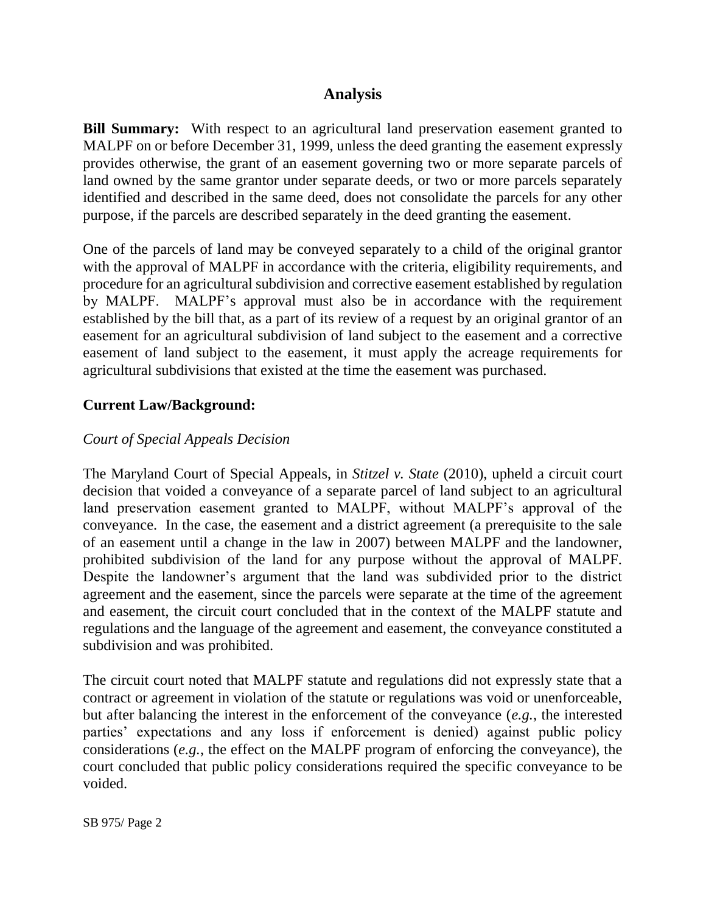## Analysis

**Bill Summary:** With respect to an agricultural land preservation easement granted to MALPF on or before December 31, 1999, unless the deed granting the easement expressly provides otherwise, the grant of an easement governing two or more separate parcels of land owned by the same grantor under separate deeds, or two or more parcels separately identified and described in the same deed, does not consolidate the parcels for any other purpose, if the parcels are described separately in the deed granting the easement.

One of the parcels of land may be conveyed separately to a child of the original grantor with the approval of MALPF in accordance with the criteria, eligibility requirements, and procedure for an agricultural subdivision and corrective easement established by regulation by MALPF. MALPF's approval must also be in accordance with the requirement established by the bill that, as a part of its review of a request by an original grantor of an easement for an agricultural subdivision of land subject to the easement and a corrective easement of land subject to the easement, it must apply the acreage requirements for agricultural subdivisions that existed at the time the easement was purchased.

**Current Law/Background:**

*Court of Special Appeals Decision*

The Maryland Court of Special Appeals, in *Stitzel v. State* (2010), upheld a circuit court decision that voided a conveyance of a separate parcel of land subject to an agricultural land preservation easement granted to MALPF, without MALPF's approval of the conveyance. In the case, the easement and a district agreement (a prerequisite to the sale of an easement until a change in the law in 2007) between MALPF and the landowner, prohibited subdivision of the land for any purpose without the approval of MALPF. Despite the landowner's argument that the land was subdivided prior to the district agreement and the easement, since the parcels were separate at the time of the agreement and easement, the circuit court concluded that in the context of the MALPF statute and regulations and the language of the agreement and easement, the conveyance constituted a subdivision and was prohibited.

The circuit court noted that MALPF statute and regulations did not expressly state that a contract or agreement in violation of the statute or regulations was void or unenforceable, but after balancing the interest in the enforcement of the conveyance (*e.g.*, the interested parties' expectations and any loss if enforcement is denied) against public policy considerations (*e.g.*, the effect on the MALPF program of enforcing the conveyance), the court concluded that public policy considerations required the specific conveyance to be voided.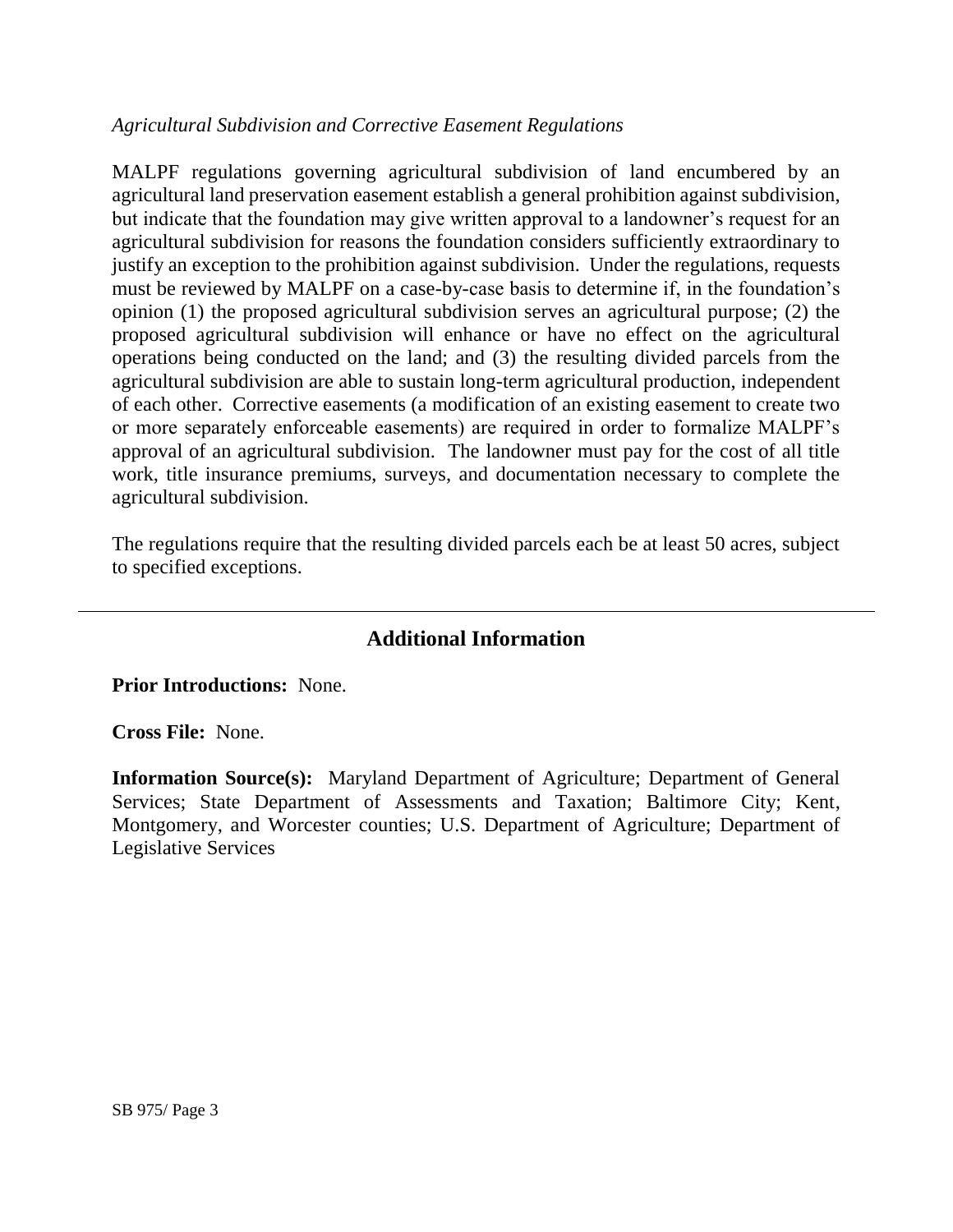*Agricultural Subdivision and Corrective Easement Regulations*

MALPF regulations governing agricultural subdivision of land encumbered by an agricultural land preservation easement establish a general prohibition against subdivision, but indicate that the foundation may give written approval to a landowner's request for an agricultural subdivision for reasons the foundation considers sufficiently extraordinary to justify an exception to the prohibition against subdivision. Under the regulations, requests must be reviewed by MALPF on a case-by-case basis to determine if, in the foundation's opinion (1) the proposed agricultural subdivision serves an agricultural purpose; (2) the proposed agricultural subdivision will enhance or have no effect on the agricultural operations being conducted on the land; and (3) the resulting divided parcels from the agricultural subdivision are able to sustain long-term agricultural production, independent of each other. Corrective easements (a modification of an existing easement to create two or more separately enforceable easements) are required in order to formalize MALPF's approval of an agricultural subdivision. The landowner must pay for the cost of all title work, title insurance premiums, surveys, and documentation necessary to complete the agricultural subdivision.

The regulations require that the resulting divided parcels each be at least 50 acres, subject to specified exceptions.

---

## Additional Information

**Prior Introductions:** None.

**Cross File:** None.

**Information Source(s):** Maryland Department of Agriculture; Department of General Services; State Department of Assessments and Taxation; Baltimore City; Kent, Montgomery, and Worcester counties; U.S. Department of Agriculture; Department of Legislative Services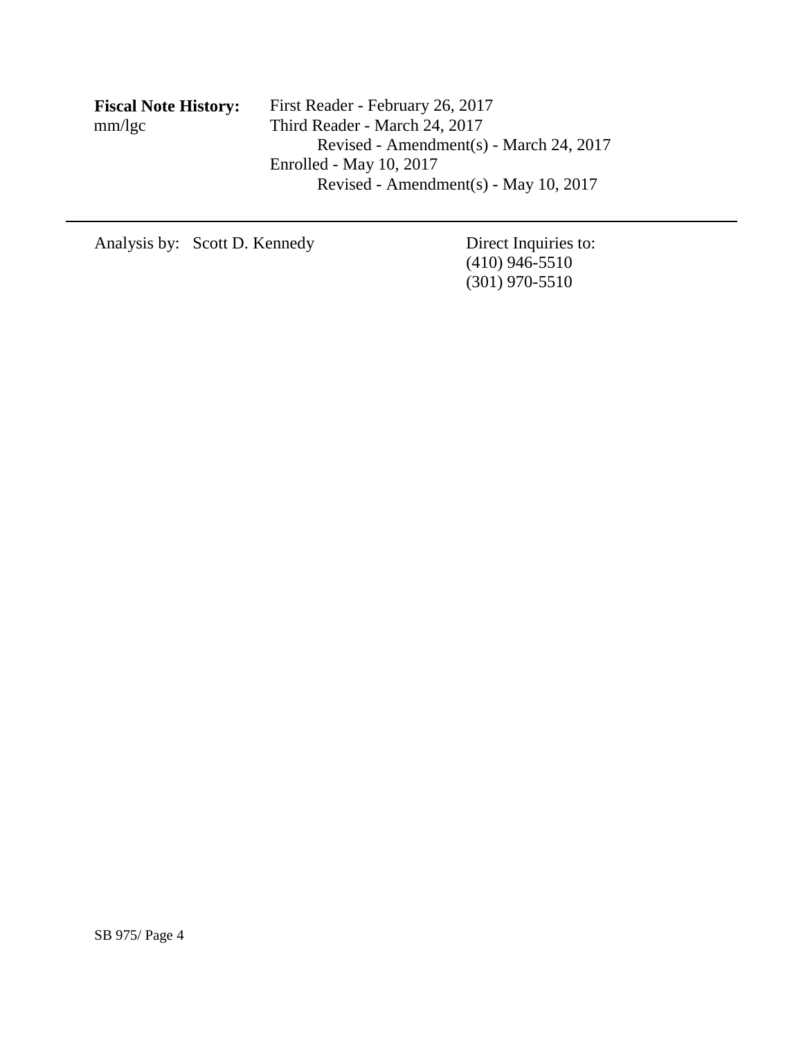**Fiscal Note History:** First Reader - February 26, 2017
mm/lgc Third Reader - March 24, 2017
Revised - Amendment(s) - March 24, 2017
Enrolled - May 10, 2017
Revised - Amendment(s) - May 10, 2017

---

Analysis by: Scott D. Kennedy

Direct Inquiries to:
(410) 946-5510
(301) 970-5510